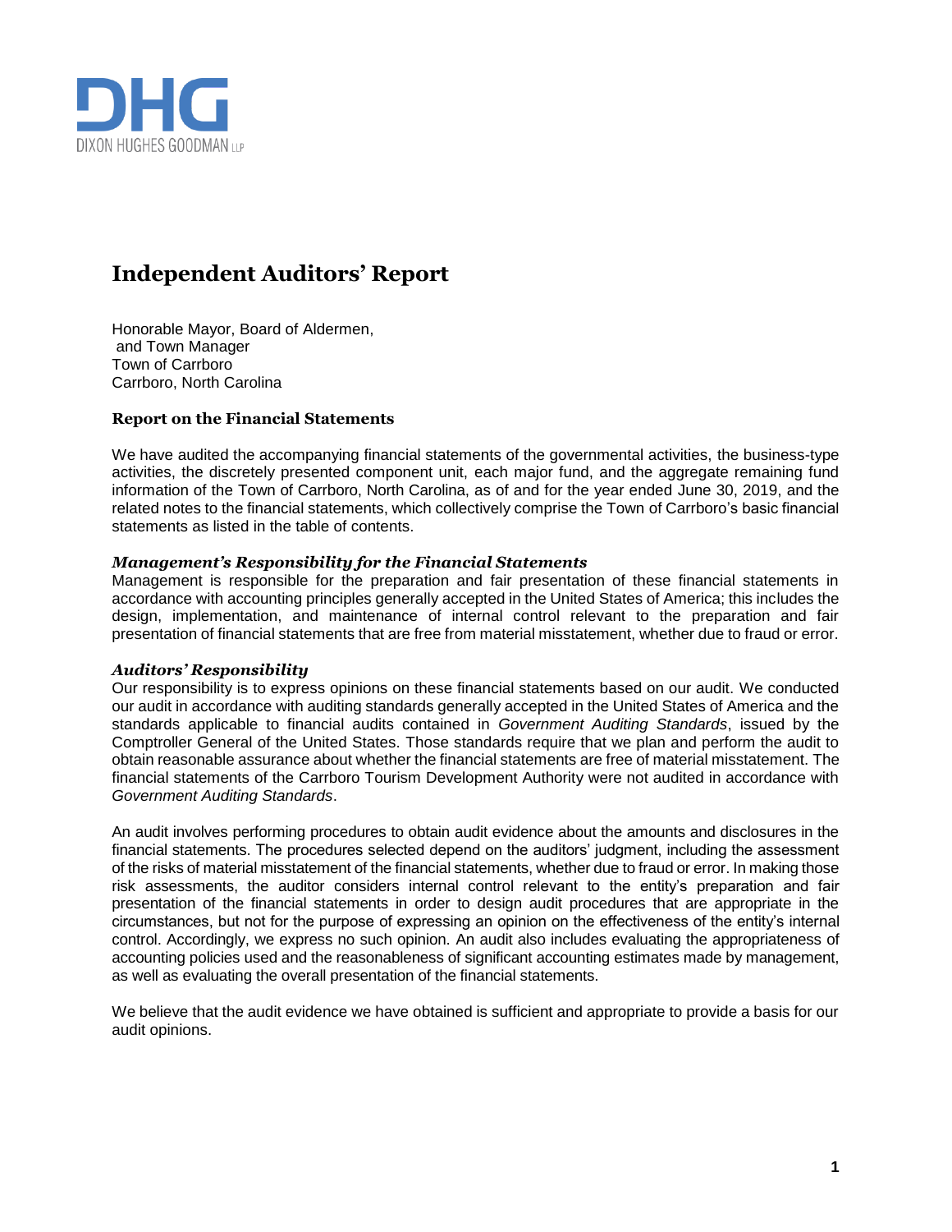DHG
DIXON HUGHES GOODMAN LLP

# Independent Auditors' Report

Honorable Mayor, Board of Aldermen,
and Town Manager
Town of Carrboro
Carrboro, North Carolina

### Report on the Financial Statements

We have audited the accompanying financial statements of the governmental activities, the business-type activities, the discretely presented component unit, each major fund, and the aggregate remaining fund information of the Town of Carrboro, North Carolina, as of and for the year ended June 30, 2019, and the related notes to the financial statements, which collectively comprise the Town of Carrboro's basic financial statements as listed in the table of contents.

#### *Management's Responsibility for the Financial Statements*

Management is responsible for the preparation and fair presentation of these financial statements in accordance with accounting principles generally accepted in the United States of America; this includes the design, implementation, and maintenance of internal control relevant to the preparation and fair presentation of financial statements that are free from material misstatement, whether due to fraud or error.

#### *Auditors' Responsibility*

Our responsibility is to express opinions on these financial statements based on our audit. We conducted our audit in accordance with auditing standards generally accepted in the United States of America and the standards applicable to financial audits contained in *Government Auditing Standards*, issued by the Comptroller General of the United States. Those standards require that we plan and perform the audit to obtain reasonable assurance about whether the financial statements are free of material misstatement. The financial statements of the Carrboro Tourism Development Authority were not audited in accordance with *Government Auditing Standards*.

An audit involves performing procedures to obtain audit evidence about the amounts and disclosures in the financial statements. The procedures selected depend on the auditors' judgment, including the assessment of the risks of material misstatement of the financial statements, whether due to fraud or error. In making those risk assessments, the auditor considers internal control relevant to the entity's preparation and fair presentation of the financial statements in order to design audit procedures that are appropriate in the circumstances, but not for the purpose of expressing an opinion on the effectiveness of the entity's internal control. Accordingly, we express no such opinion. An audit also includes evaluating the appropriateness of accounting policies used and the reasonableness of significant accounting estimates made by management, as well as evaluating the overall presentation of the financial statements.

We believe that the audit evidence we have obtained is sufficient and appropriate to provide a basis for our audit opinions.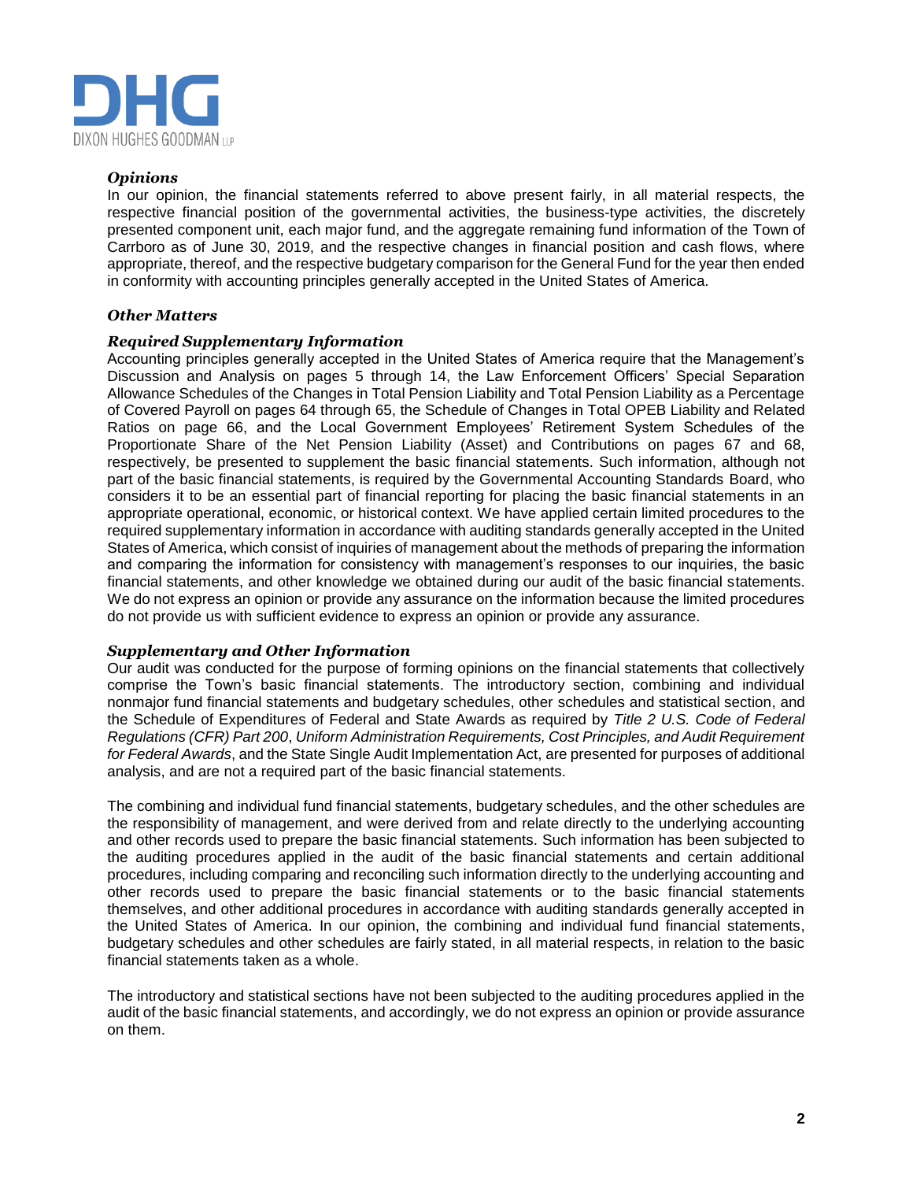### *Opinions*

In our opinion, the financial statements referred to above present fairly, in all material respects, the respective financial position of the governmental activities, the business-type activities, the discretely presented component unit, each major fund, and the aggregate remaining fund information of the Town of Carrboro as of June 30, 2019, and the respective changes in financial position and cash flows, where appropriate, thereof, and the respective budgetary comparison for the General Fund for the year then ended in conformity with accounting principles generally accepted in the United States of America.

### *Other Matters*

#### *Required Supplementary Information*

Accounting principles generally accepted in the United States of America require that the Management's Discussion and Analysis on pages 5 through 14, the Law Enforcement Officers' Special Separation Allowance Schedules of the Changes in Total Pension Liability and Total Pension Liability as a Percentage of Covered Payroll on pages 64 through 65, the Schedule of Changes in Total OPEB Liability and Related Ratios on page 66, and the Local Government Employees' Retirement System Schedules of the Proportionate Share of the Net Pension Liability (Asset) and Contributions on pages 67 and 68, respectively, be presented to supplement the basic financial statements. Such information, although not part of the basic financial statements, is required by the Governmental Accounting Standards Board, who considers it to be an essential part of financial reporting for placing the basic financial statements in an appropriate operational, economic, or historical context. We have applied certain limited procedures to the required supplementary information in accordance with auditing standards generally accepted in the United States of America, which consist of inquiries of management about the methods of preparing the information and comparing the information for consistency with management's responses to our inquiries, the basic financial statements, and other knowledge we obtained during our audit of the basic financial statements. We do not express an opinion or provide any assurance on the information because the limited procedures do not provide us with sufficient evidence to express an opinion or provide any assurance.

#### *Supplementary and Other Information*

Our audit was conducted for the purpose of forming opinions on the financial statements that collectively comprise the Town's basic financial statements. The introductory section, combining and individual nonmajor fund financial statements and budgetary schedules, other schedules and statistical section, and the Schedule of Expenditures of Federal and State Awards as required by *Title 2 U.S. Code of Federal Regulations (CFR) Part 200*, *Uniform Administration Requirements, Cost Principles, and Audit Requirement for Federal Awards*, and the State Single Audit Implementation Act, are presented for purposes of additional analysis, and are not a required part of the basic financial statements.

The combining and individual fund financial statements, budgetary schedules, and the other schedules are the responsibility of management, and were derived from and relate directly to the underlying accounting and other records used to prepare the basic financial statements. Such information has been subjected to the auditing procedures applied in the audit of the basic financial statements and certain additional procedures, including comparing and reconciling such information directly to the underlying accounting and other records used to prepare the basic financial statements or to the basic financial statements themselves, and other additional procedures in accordance with auditing standards generally accepted in the United States of America. In our opinion, the combining and individual fund financial statements, budgetary schedules and other schedules are fairly stated, in all material respects, in relation to the basic financial statements taken as a whole.

The introductory and statistical sections have not been subjected to the auditing procedures applied in the audit of the basic financial statements, and accordingly, we do not express an opinion or provide assurance on them.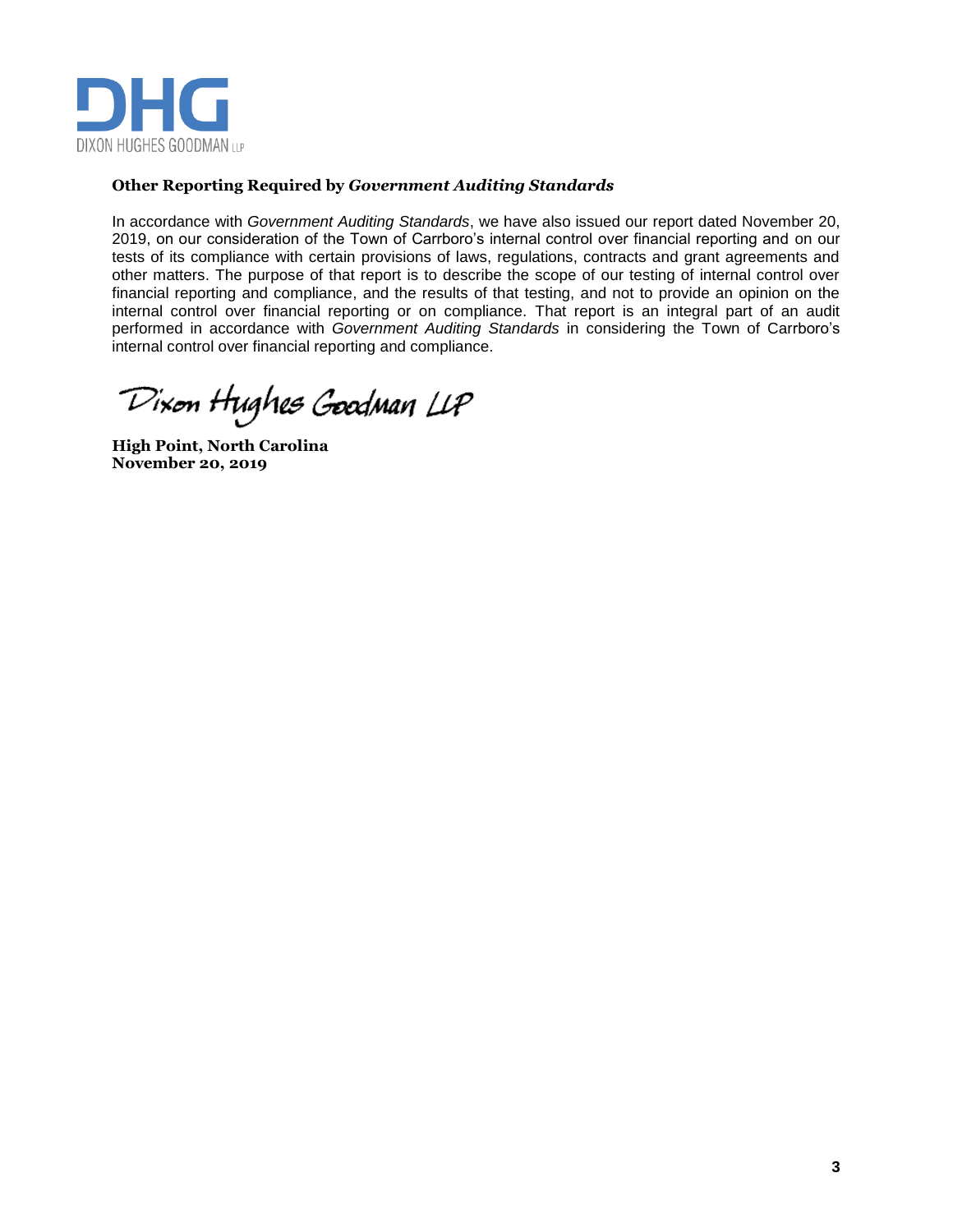**Other Reporting Required by *Government Auditing Standards***

In accordance with *Government Auditing Standards*, we have also issued our report dated November 20, 2019, on our consideration of the Town of Carrboro's internal control over financial reporting and on our tests of its compliance with certain provisions of laws, regulations, contracts and grant agreements and other matters. The purpose of that report is to describe the scope of our testing of internal control over financial reporting and compliance, and the results of that testing, and not to provide an opinion on the internal control over financial reporting or on compliance. That report is an integral part of an audit performed in accordance with *Government Auditing Standards* in considering the Town of Carrboro's internal control over financial reporting and compliance.

Dixon Hughes Goodman LLP

**High Point, North Carolina**
**November 20, 2019**